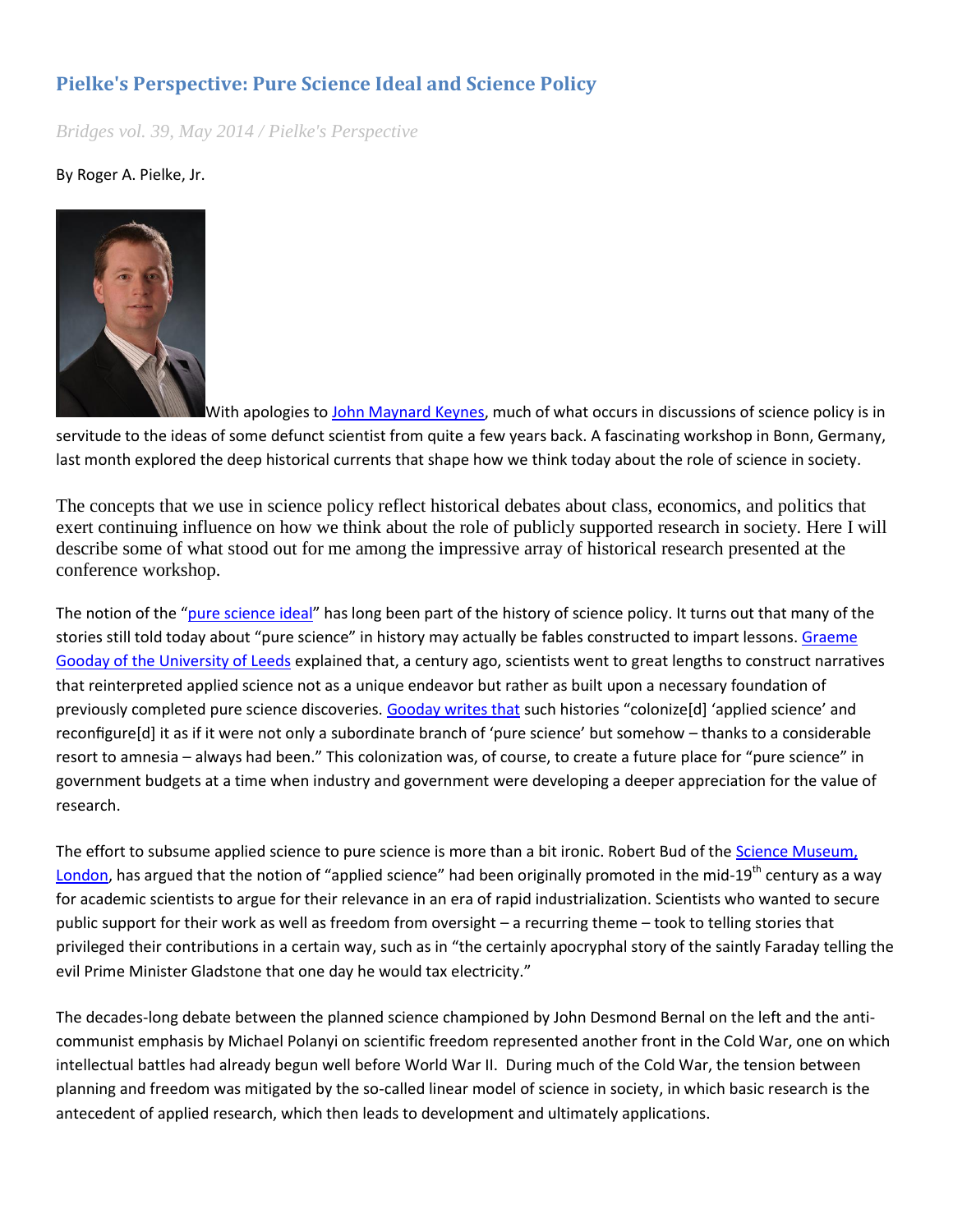# Pielke's Perspective: Pure Science Ideal and Science Policy

*Bridges vol. 39, May 2014 / Pielke's Perspective*

By Roger A. Pielke, Jr.

With apologies to John Maynard Keynes, much of what occurs in discussions of science policy is in servitude to the ideas of some defunct scientist from quite a few years back. A fascinating workshop in Bonn, Germany, last month explored the deep historical currents that shape how we think today about the role of science in society.

The concepts that we use in science policy reflect historical debates about class, economics, and politics that exert continuing influence on how we think about the role of publicly supported research in society. Here I will describe some of what stood out for me among the impressive array of historical research presented at the conference workshop.

The notion of the "pure science ideal" has long been part of the history of science policy. It turns out that many of the stories still told today about "pure science" in history may actually be fables constructed to impart lessons. Graeme Gooday of the University of Leeds explained that, a century ago, scientists went to great lengths to construct narratives that reinterpreted applied science not as a unique endeavor but rather as built upon a necessary foundation of previously completed pure science discoveries. Gooday writes that such histories "colonize[d] 'applied science' and reconfigure[d] it as if it were not only a subordinate branch of 'pure science' but somehow – thanks to a considerable resort to amnesia – always had been." This colonization was, of course, to create a future place for "pure science" in government budgets at a time when industry and government were developing a deeper appreciation for the value of research.

The effort to subsume applied science to pure science is more than a bit ironic. Robert Bud of the Science Museum, London, has argued that the notion of "applied science" had been originally promoted in the mid-19th century as a way for academic scientists to argue for their relevance in an era of rapid industrialization. Scientists who wanted to secure public support for their work as well as freedom from oversight – a recurring theme – took to telling stories that privileged their contributions in a certain way, such as in "the certainly apocryphal story of the saintly Faraday telling the evil Prime Minister Gladstone that one day he would tax electricity."

The decades-long debate between the planned science championed by John Desmond Bernal on the left and the anti-communist emphasis by Michael Polanyi on scientific freedom represented another front in the Cold War, one on which intellectual battles had already begun well before World War II. During much of the Cold War, the tension between planning and freedom was mitigated by the so-called linear model of science in society, in which basic research is the antecedent of applied research, which then leads to development and ultimately applications.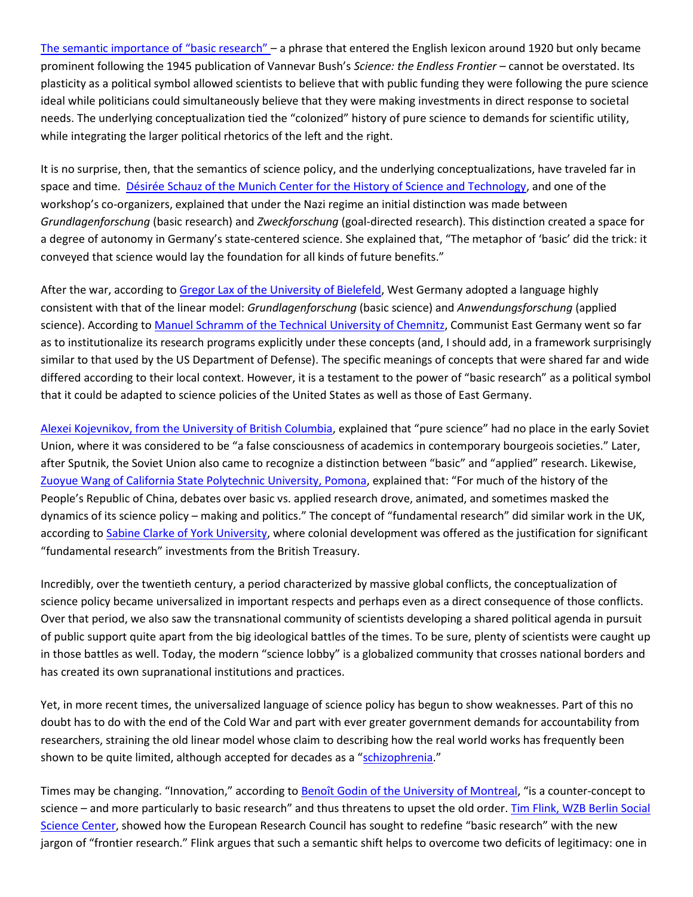The semantic importance of "basic research" – a phrase that entered the English lexicon around 1920 but only became prominent following the 1945 publication of Vannevar Bush's *Science: the Endless Frontier* – cannot be overstated. Its plasticity as a political symbol allowed scientists to believe that with public funding they were following the pure science ideal while politicians could simultaneously believe that they were making investments in direct response to societal needs. The underlying conceptualization tied the "colonized" history of pure science to demands for scientific utility, while integrating the larger political rhetorics of the left and the right.

It is no surprise, then, that the semantics of science policy, and the underlying conceptualizations, have traveled far in space and time. Désirée Schauz of the Munich Center for the History of Science and Technology, and one of the workshop's co-organizers, explained that under the Nazi regime an initial distinction was made between *Grundlagenforschung* (basic research) and *Zweckforschung* (goal-directed research). This distinction created a space for a degree of autonomy in Germany's state-centered science. She explained that, "The metaphor of 'basic' did the trick: it conveyed that science would lay the foundation for all kinds of future benefits."

After the war, according to Gregor Lax of the University of Bielefeld, West Germany adopted a language highly consistent with that of the linear model: *Grundlagenforschung* (basic science) and *Anwendungsforschung* (applied science). According to Manuel Schramm of the Technical University of Chemnitz, Communist East Germany went so far as to institutionalize its research programs explicitly under these concepts (and, I should add, in a framework surprisingly similar to that used by the US Department of Defense). The specific meanings of concepts that were shared far and wide differed according to their local context. However, it is a testament to the power of "basic research" as a political symbol that it could be adapted to science policies of the United States as well as those of East Germany.

Alexei Kojevnikov, from the University of British Columbia, explained that "pure science" had no place in the early Soviet Union, where it was considered to be "a false consciousness of academics in contemporary bourgeois societies." Later, after Sputnik, the Soviet Union also came to recognize a distinction between "basic" and "applied" research. Likewise, Zuoyue Wang of California State Polytechnic University, Pomona, explained that: "For much of the history of the People's Republic of China, debates over basic vs. applied research drove, animated, and sometimes masked the dynamics of its science policy – making and politics." The concept of "fundamental research" did similar work in the UK, according to Sabine Clarke of York University, where colonial development was offered as the justification for significant "fundamental research" investments from the British Treasury.

Incredibly, over the twentieth century, a period characterized by massive global conflicts, the conceptualization of science policy became universalized in important respects and perhaps even as a direct consequence of those conflicts. Over that period, we also saw the transnational community of scientists developing a shared political agenda in pursuit of public support quite apart from the big ideological battles of the times. To be sure, plenty of scientists were caught up in those battles as well. Today, the modern "science lobby" is a globalized community that crosses national borders and has created its own supranational institutions and practices.

Yet, in more recent times, the universalized language of science policy has begun to show weaknesses. Part of this no doubt has to do with the end of the Cold War and part with ever greater government demands for accountability from researchers, straining the old linear model whose claim to describing how the real world works has frequently been shown to be quite limited, although accepted for decades as a "schizophrenia."

Times may be changing. "Innovation," according to Benoît Godin of the University of Montreal, "is a counter-concept to science – and more particularly to basic research" and thus threatens to upset the old order. Tim Flink, WZB Berlin Social Science Center, showed how the European Research Council has sought to redefine "basic research" with the new jargon of "frontier research." Flink argues that such a semantic shift helps to overcome two deficits of legitimacy: one in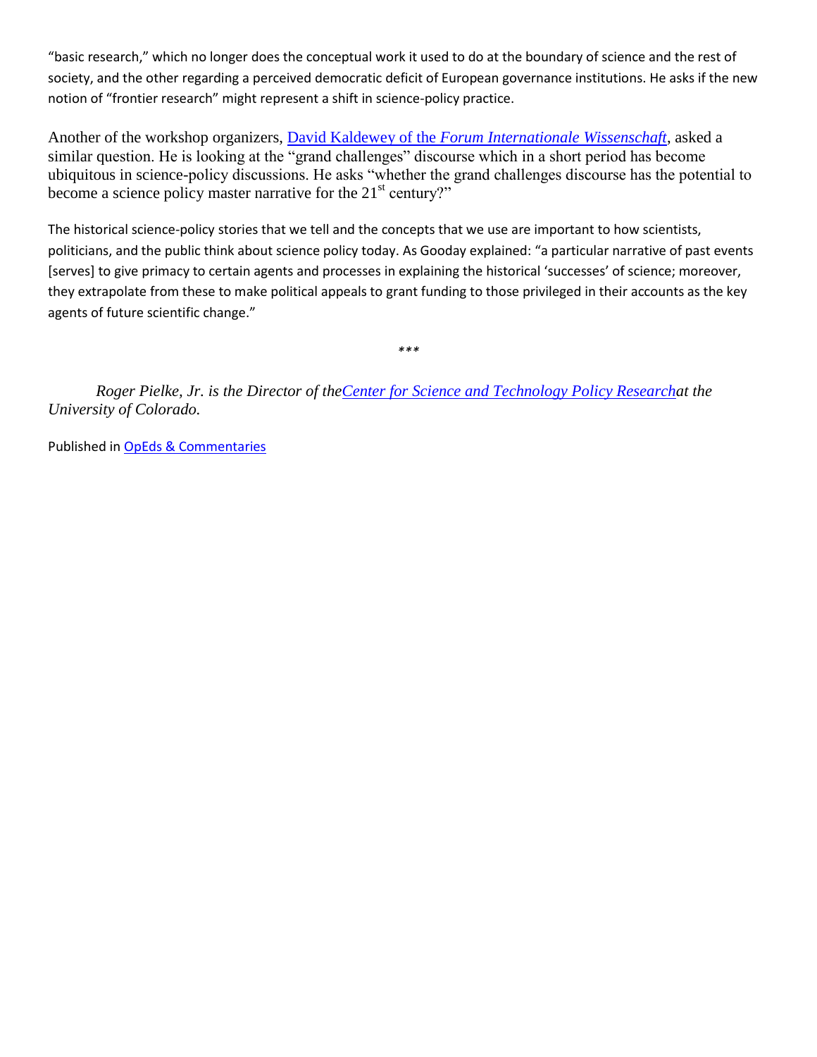"basic research," which no longer does the conceptual work it used to do at the boundary of science and the rest of society, and the other regarding a perceived democratic deficit of European governance institutions. He asks if the new notion of "frontier research" might represent a shift in science-policy practice.

Another of the workshop organizers, David Kaldewey of the *Forum Internationale Wissenschaft*, asked a similar question. He is looking at the "grand challenges" discourse which in a short period has become ubiquitous in science-policy discussions. He asks "whether the grand challenges discourse has the potential to become a science policy master narrative for the 21st century?"

The historical science-policy stories that we tell and the concepts that we use are important to how scientists, politicians, and the public think about science policy today. As Gooday explained: "a particular narrative of past events [serves] to give primacy to certain agents and processes in explaining the historical 'successes' of science; moreover, they extrapolate from these to make political appeals to grant funding to those privileged in their accounts as the key agents of future scientific change."

***

*Roger Pielke, Jr. is the Director of theCenter for Science and Technology Policy Researchat the University of Colorado.*

Published in OpEds & Commentaries